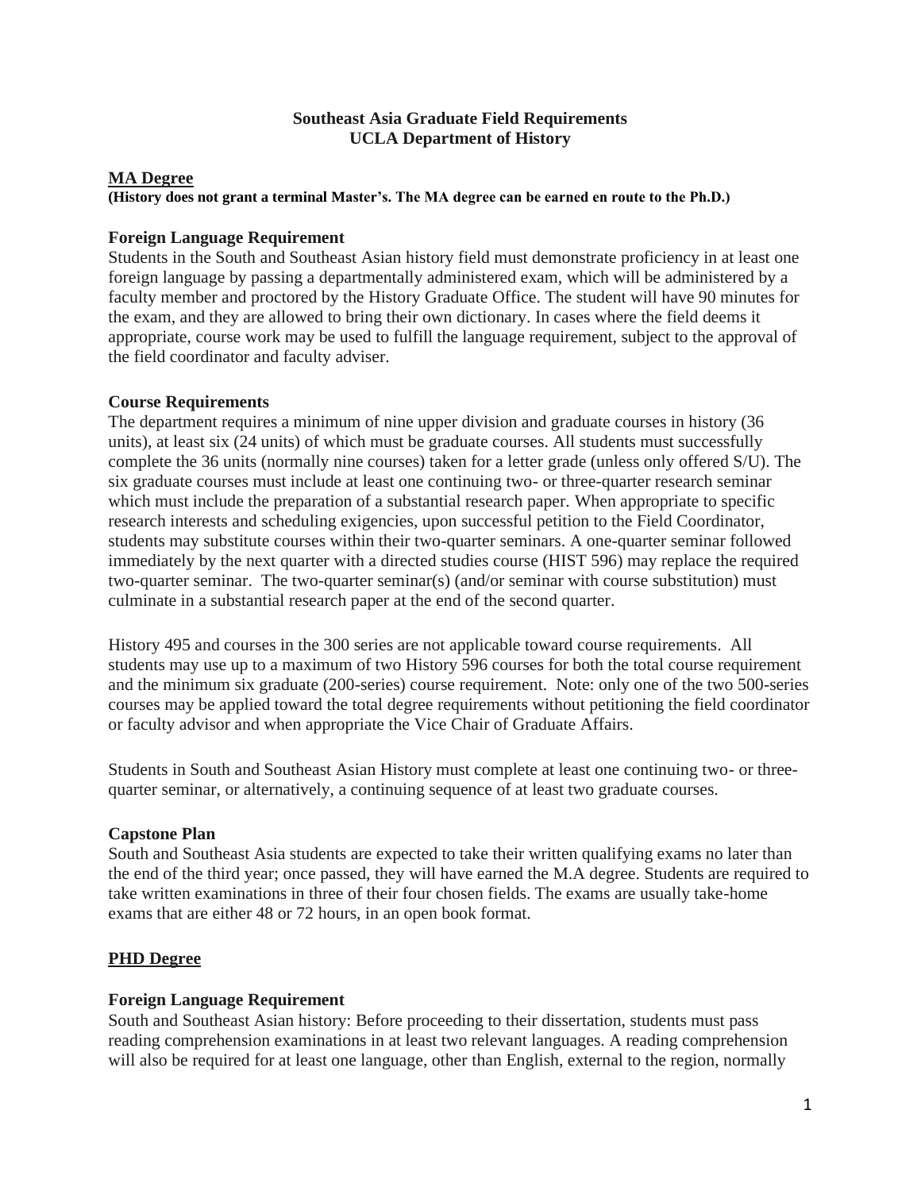# Southeast Asia Graduate Field Requirements
# UCLA Department of History

## MA Degree

**(History does not grant a terminal Master's. The MA degree can be earned en route to the Ph.D.)**

### Foreign Language Requirement

Students in the South and Southeast Asian history field must demonstrate proficiency in at least one foreign language by passing a departmentally administered exam, which will be administered by a faculty member and proctored by the History Graduate Office. The student will have 90 minutes for the exam, and they are allowed to bring their own dictionary. In cases where the field deems it appropriate, course work may be used to fulfill the language requirement, subject to the approval of the field coordinator and faculty adviser.

### Course Requirements

The department requires a minimum of nine upper division and graduate courses in history (36 units), at least six (24 units) of which must be graduate courses. All students must successfully complete the 36 units (normally nine courses) taken for a letter grade (unless only offered S/U). The six graduate courses must include at least one continuing two- or three-quarter research seminar which must include the preparation of a substantial research paper. When appropriate to specific research interests and scheduling exigencies, upon successful petition to the Field Coordinator, students may substitute courses within their two-quarter seminars. A one-quarter seminar followed immediately by the next quarter with a directed studies course (HIST 596) may replace the required two-quarter seminar. The two-quarter seminar(s) (and/or seminar with course substitution) must culminate in a substantial research paper at the end of the second quarter.

History 495 and courses in the 300 series are not applicable toward course requirements. All students may use up to a maximum of two History 596 courses for both the total course requirement and the minimum six graduate (200-series) course requirement. Note: only one of the two 500-series courses may be applied toward the total degree requirements without petitioning the field coordinator or faculty advisor and when appropriate the Vice Chair of Graduate Affairs.

Students in South and Southeast Asian History must complete at least one continuing two- or three-quarter seminar, or alternatively, a continuing sequence of at least two graduate courses.

### Capstone Plan

South and Southeast Asia students are expected to take their written qualifying exams no later than the end of the third year; once passed, they will have earned the M.A degree. Students are required to take written examinations in three of their four chosen fields. The exams are usually take-home exams that are either 48 or 72 hours, in an open book format.

## PHD Degree

### Foreign Language Requirement

South and Southeast Asian history: Before proceeding to their dissertation, students must pass reading comprehension examinations in at least two relevant languages. A reading comprehension will also be required for at least one language, other than English, external to the region, normally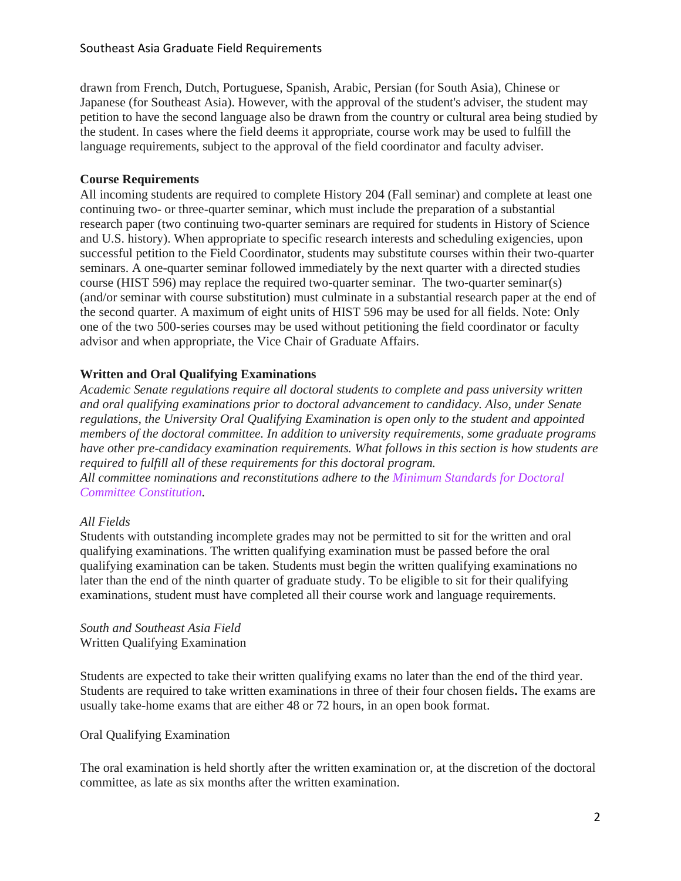drawn from French, Dutch, Portuguese, Spanish, Arabic, Persian (for South Asia), Chinese or Japanese (for Southeast Asia). However, with the approval of the student's adviser, the student may petition to have the second language also be drawn from the country or cultural area being studied by the student. In cases where the field deems it appropriate, course work may be used to fulfill the language requirements, subject to the approval of the field coordinator and faculty adviser.

**Course Requirements**

All incoming students are required to complete History 204 (Fall seminar) and complete at least one continuing two- or three-quarter seminar, which must include the preparation of a substantial research paper (two continuing two-quarter seminars are required for students in History of Science and U.S. history). When appropriate to specific research interests and scheduling exigencies, upon successful petition to the Field Coordinator, students may substitute courses within their two-quarter seminars. A one-quarter seminar followed immediately by the next quarter with a directed studies course (HIST 596) may replace the required two-quarter seminar. The two-quarter seminar(s) (and/or seminar with course substitution) must culminate in a substantial research paper at the end of the second quarter. A maximum of eight units of HIST 596 may be used for all fields. Note: Only one of the two 500-series courses may be used without petitioning the field coordinator or faculty advisor and when appropriate, the Vice Chair of Graduate Affairs.

**Written and Oral Qualifying Examinations**

*Academic Senate regulations require all doctoral students to complete and pass university written and oral qualifying examinations prior to doctoral advancement to candidacy. Also, under Senate regulations, the University Oral Qualifying Examination is open only to the student and appointed members of the doctoral committee. In addition to university requirements, some graduate programs have other pre-candidacy examination requirements. What follows in this section is how students are required to fulfill all of these requirements for this doctoral program.*
*All committee nominations and reconstitutions adhere to the Minimum Standards for Doctoral Committee Constitution.*

*All Fields*

Students with outstanding incomplete grades may not be permitted to sit for the written and oral qualifying examinations. The written qualifying examination must be passed before the oral qualifying examination can be taken. Students must begin the written qualifying examinations no later than the end of the ninth quarter of graduate study. To be eligible to sit for their qualifying examinations, student must have completed all their course work and language requirements.

*South and Southeast Asia Field*

Written Qualifying Examination

Students are expected to take their written qualifying exams no later than the end of the third year. Students are required to take written examinations in three of their four chosen fields**.** The exams are usually take-home exams that are either 48 or 72 hours, in an open book format.

Oral Qualifying Examination

The oral examination is held shortly after the written examination or, at the discretion of the doctoral committee, as late as six months after the written examination.